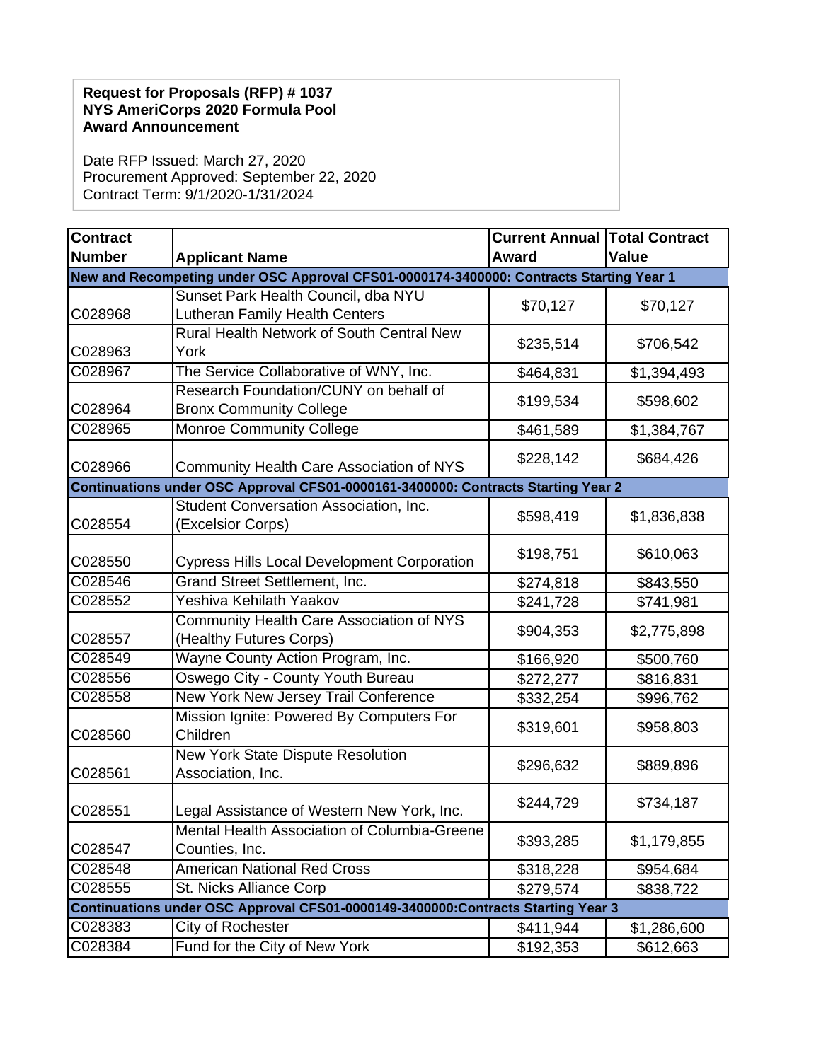**Request for Proposals (RFP) # 1037**
**NYS AmeriCorps 2020 Formula Pool**
**Award Announcement**

Date RFP Issued: March 27, 2020
Procurement Approved: September 22, 2020
Contract Term: 9/1/2020-1/31/2024

| Contract Number | Applicant Name | Current Annual Award | Total Contract Value |
|---|---|---|---|
| **New and Recompeting under OSC Approval CFS01-0000174-3400000: Contracts Starting Year 1** | | | |
| C028968 | Sunset Park Health Council, dba NYU Lutheran Family Health Centers | $70,127 | $70,127 |
| C028963 | Rural Health Network of South Central New York | $235,514 | $706,542 |
| C028967 | The Service Collaborative of WNY, Inc. | $464,831 | $1,394,493 |
| C028964 | Research Foundation/CUNY on behalf of Bronx Community College | $199,534 | $598,602 |
| C028965 | Monroe Community College | $461,589 | $1,384,767 |
| C028966 | Community Health Care Association of NYS | $228,142 | $684,426 |
| **Continuations under OSC Approval CFS01-0000161-3400000: Contracts Starting Year 2** | | | |
| C028554 | Student Conversation Association, Inc. (Excelsior Corps) | $598,419 | $1,836,838 |
| C028550 | Cypress Hills Local Development Corporation | $198,751 | $610,063 |
| C028546 | Grand Street Settlement, Inc. | $274,818 | $843,550 |
| C028552 | Yeshiva Kehilath Yaakov | $241,728 | $741,981 |
| C028557 | Community Health Care Association of NYS (Healthy Futures Corps) | $904,353 | $2,775,898 |
| C028549 | Wayne County Action Program, Inc. | $166,920 | $500,760 |
| C028556 | Oswego City - County Youth Bureau | $272,277 | $816,831 |
| C028558 | New York New Jersey Trail Conference | $332,254 | $996,762 |
| C028560 | Mission Ignite: Powered By Computers For Children | $319,601 | $958,803 |
| C028561 | New York State Dispute Resolution Association, Inc. | $296,632 | $889,896 |
| C028551 | Legal Assistance of Western New York, Inc. | $244,729 | $734,187 |
| C028547 | Mental Health Association of Columbia-Greene Counties, Inc. | $393,285 | $1,179,855 |
| C028548 | American National Red Cross | $318,228 | $954,684 |
| C028555 | St. Nicks Alliance Corp | $279,574 | $838,722 |
| **Continuations under OSC Approval CFS01-0000149-3400000:Contracts Starting Year 3** | | | |
| C028383 | City of Rochester | $411,944 | $1,286,600 |
| C028384 | Fund for the City of New York | $192,353 | $612,663 |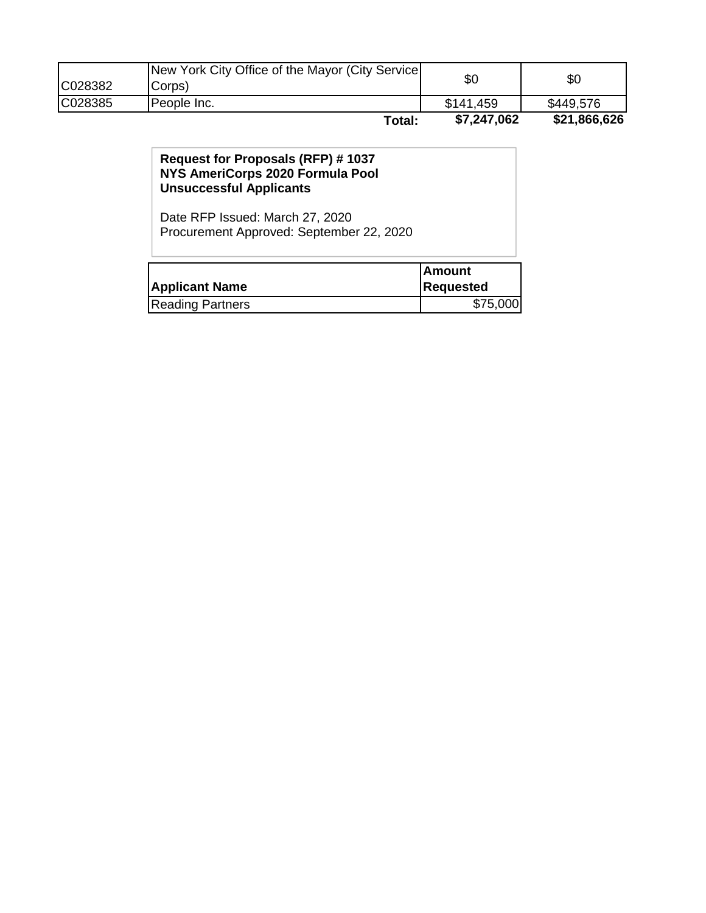| | | | |
|---|---|---|---|
| C028382 | New York City Office of the Mayor (City Service Corps) | $0 | $0 |
| C028385 | People Inc. | $141,459 | $449,576 |
| | **Total:** | **$7,247,062** | **$21,866,626** |

**Request for Proposals (RFP) # 1037**
**NYS AmeriCorps 2020 Formula Pool**
**Unsuccessful Applicants**

Date RFP Issued: March 27, 2020
Procurement Approved: September 22, 2020

| Applicant Name | Amount Requested |
|---|---|
| Reading Partners | $75,000 |